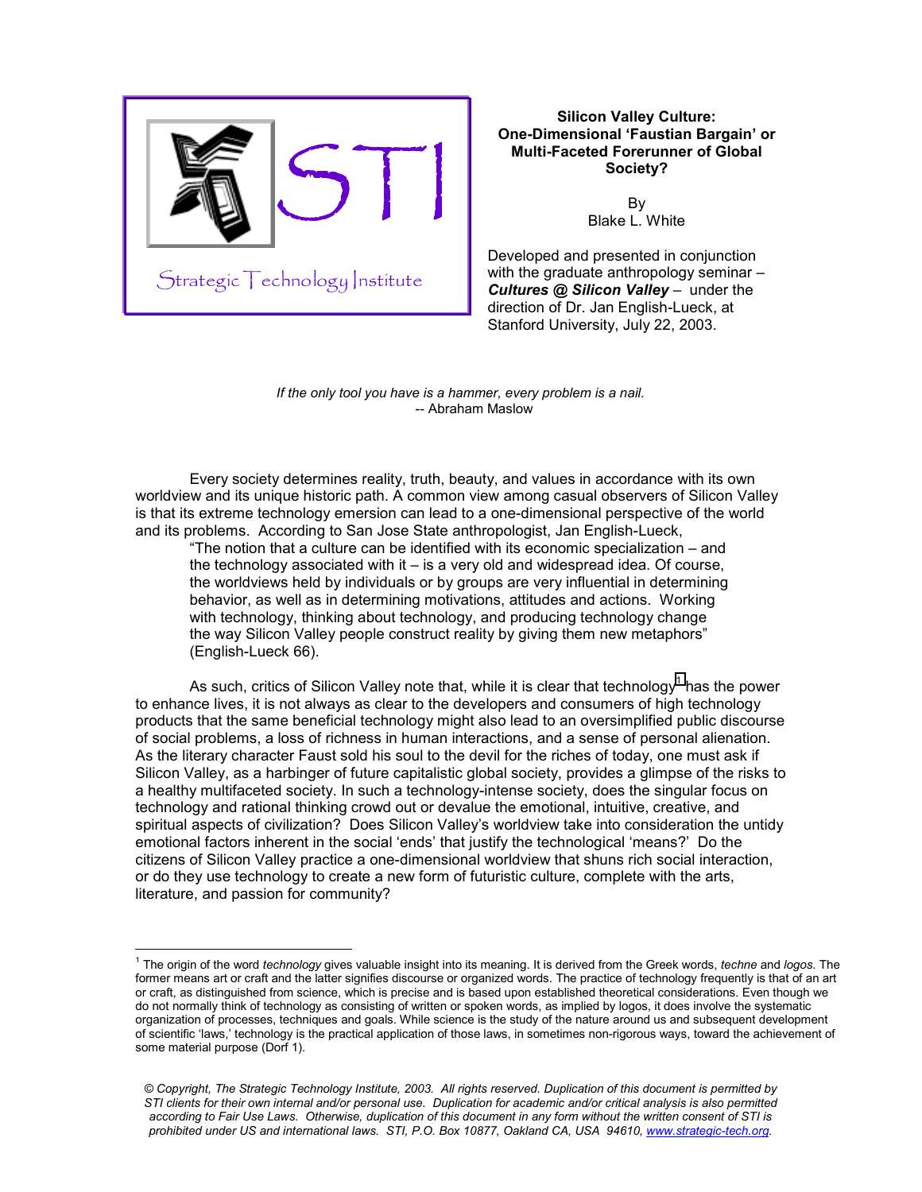Strategic Technology Institute

# Silicon Valley Culture: One-Dimensional 'Faustian Bargain' or Multi-Faceted Forerunner of Global Society?

By
Blake L. White

Developed and presented in conjunction with the graduate anthropology seminar – ***Cultures @ Silicon Valley*** – under the direction of Dr. Jan English-Lueck, at Stanford University, July 22, 2003.

*If the only tool you have is a hammer, every problem is a nail.*
-- Abraham Maslow

Every society determines reality, truth, beauty, and values in accordance with its own worldview and its unique historic path. A common view among casual observers of Silicon Valley is that its extreme technology emersion can lead to a one-dimensional perspective of the world and its problems. According to San Jose State anthropologist, Jan English-Lueck,

> "The notion that a culture can be identified with its economic specialization – and the technology associated with it – is a very old and widespread idea. Of course, the worldviews held by individuals or by groups are very influential in determining behavior, as well as in determining motivations, attitudes and actions. Working with technology, thinking about technology, and producing technology change the way Silicon Valley people construct reality by giving them new metaphors" (English-Lueck 66).

As such, critics of Silicon Valley note that, while it is clear that technology[1] has the power to enhance lives, it is not always as clear to the developers and consumers of high technology products that the same beneficial technology might also lead to an oversimplified public discourse of social problems, a loss of richness in human interactions, and a sense of personal alienation. As the literary character Faust sold his soul to the devil for the riches of today, one must ask if Silicon Valley, as a harbinger of future capitalistic global society, provides a glimpse of the risks to a healthy multifaceted society. In such a technology-intense society, does the singular focus on technology and rational thinking crowd out or devalue the emotional, intuitive, creative, and spiritual aspects of civilization? Does Silicon Valley's worldview take into consideration the untidy emotional factors inherent in the social 'ends' that justify the technological 'means?' Do the citizens of Silicon Valley practice a one-dimensional worldview that shuns rich social interaction, or do they use technology to create a new form of futuristic culture, complete with the arts, literature, and passion for community?

---

[1] The origin of the word *technology* gives valuable insight into its meaning. It is derived from the Greek words, *techne* and *logos*. The former means art or craft and the latter signifies discourse or organized words. The practice of technology frequently is that of an art or craft, as distinguished from science, which is precise and is based upon established theoretical considerations. Even though we do not normally think of technology as consisting of written or spoken words, as implied by logos, it does involve the systematic organization of processes, techniques and goals. While science is the study of the nature around us and subsequent development of scientific 'laws,' technology is the practical application of those laws, in sometimes non-rigorous ways, toward the achievement of some material purpose (Dorf 1).

*© Copyright, The Strategic Technology Institute, 2003. All rights reserved. Duplication of this document is permitted by STI clients for their own internal and/or personal use. Duplication for academic and/or critical analysis is also permitted according to Fair Use Laws. Otherwise, duplication of this document in any form without the written consent of STI is prohibited under US and international laws. STI, P.O. Box 10877, Oakland CA, USA 94610, www.strategic-tech.org.*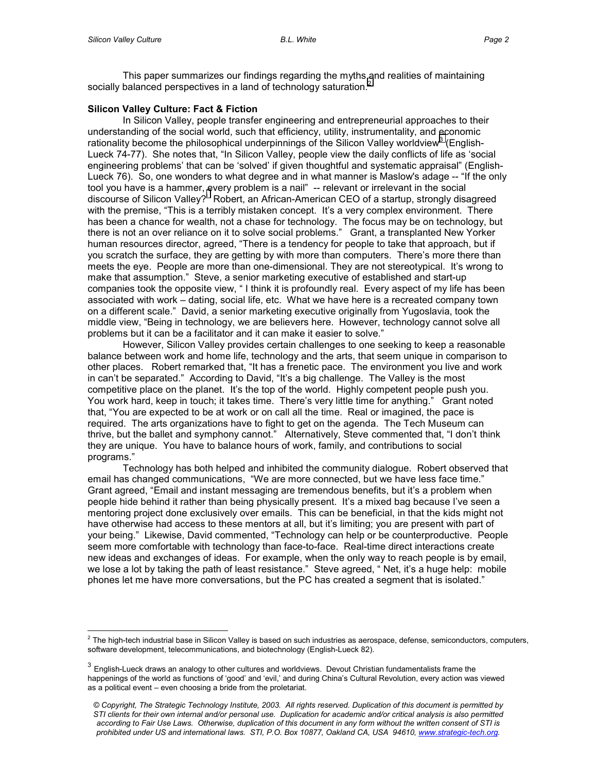This paper summarizes our findings regarding the myths and realities of maintaining socially balanced perspectives in a land of technology saturation.[2]

**Silicon Valley Culture: Fact & Fiction**

In Silicon Valley, people transfer engineering and entrepreneurial approaches to their understanding of the social world, such that efficiency, utility, instrumentality, and economic rationality become the philosophical underpinnings of the Silicon Valley worldview[3] (English-Lueck 74-77). She notes that, "In Silicon Valley, people view the daily conflicts of life as 'social engineering problems' that can be 'solved' if given thoughtful and systematic appraisal" (English-Lueck 76). So, one wonders to what degree and in what manner is Maslow's adage -- "If the only tool you have is a hammer, every problem is a nail" -- relevant or irrelevant in the social discourse of Silicon Valley? Robert, an African-American CEO of a startup, strongly disagreed with the premise, "This is a terribly mistaken concept. It's a very complex environment. There has been a chance for wealth, not a chase for technology. The focus may be on technology, but there is not an over reliance on it to solve social problems." Grant, a transplanted New Yorker human resources director, agreed, "There is a tendency for people to take that approach, but if you scratch the surface, they are getting by with more than computers. There's more there than meets the eye. People are more than one-dimensional. They are not stereotypical. It's wrong to make that assumption." Steve, a senior marketing executive of established and start-up companies took the opposite view, " I think it is profoundly real. Every aspect of my life has been associated with work – dating, social life, etc. What we have here is a recreated company town on a different scale." David, a senior marketing executive originally from Yugoslavia, took the middle view, "Being in technology, we are believers here. However, technology cannot solve all problems but it can be a facilitator and it can make it easier to solve."

However, Silicon Valley provides certain challenges to one seeking to keep a reasonable balance between work and home life, technology and the arts, that seem unique in comparison to other places. Robert remarked that, "It has a frenetic pace. The environment you live and work in can't be separated." According to David, "It's a big challenge. The Valley is the most competitive place on the planet. It's the top of the world. Highly competent people push you. You work hard, keep in touch; it takes time. There's very little time for anything." Grant noted that, "You are expected to be at work or on call all the time. Real or imagined, the pace is required. The arts organizations have to fight to get on the agenda. The Tech Museum can thrive, but the ballet and symphony cannot." Alternatively, Steve commented that, "I don't think they are unique. You have to balance hours of work, family, and contributions to social programs."

Technology has both helped and inhibited the community dialogue. Robert observed that email has changed communications, "We are more connected, but we have less face time." Grant agreed, "Email and instant messaging are tremendous benefits, but it's a problem when people hide behind it rather than being physically present. It's a mixed bag because I've seen a mentoring project done exclusively over emails. This can be beneficial, in that the kids might not have otherwise had access to these mentors at all, but it's limiting; you are present with part of your being." Likewise, David commented, "Technology can help or be counterproductive. People seem more comfortable with technology than face-to-face. Real-time direct interactions create new ideas and exchanges of ideas. For example, when the only way to reach people is by email, we lose a lot by taking the path of least resistance." Steve agreed, " Net, it's a huge help: mobile phones let me have more conversations, but the PC has created a segment that is isolated."

---

[2] The high-tech industrial base in Silicon Valley is based on such industries as aerospace, defense, semiconductors, computers, software development, telecommunications, and biotechnology (English-Lueck 82).

[3] English-Lueck draws an analogy to other cultures and worldviews. Devout Christian fundamentalists frame the happenings of the world as functions of 'good' and 'evil,' and during China's Cultural Revolution, every action was viewed as a political event – even choosing a bride from the proletariat.

*© Copyright, The Strategic Technology Institute, 2003. All rights reserved. Duplication of this document is permitted by STI clients for their own internal and/or personal use. Duplication for academic and/or critical analysis is also permitted according to Fair Use Laws. Otherwise, duplication of this document in any form without the written consent of STI is prohibited under US and international laws. STI, P.O. Box 10877, Oakland CA, USA 94610, www.strategic-tech.org.*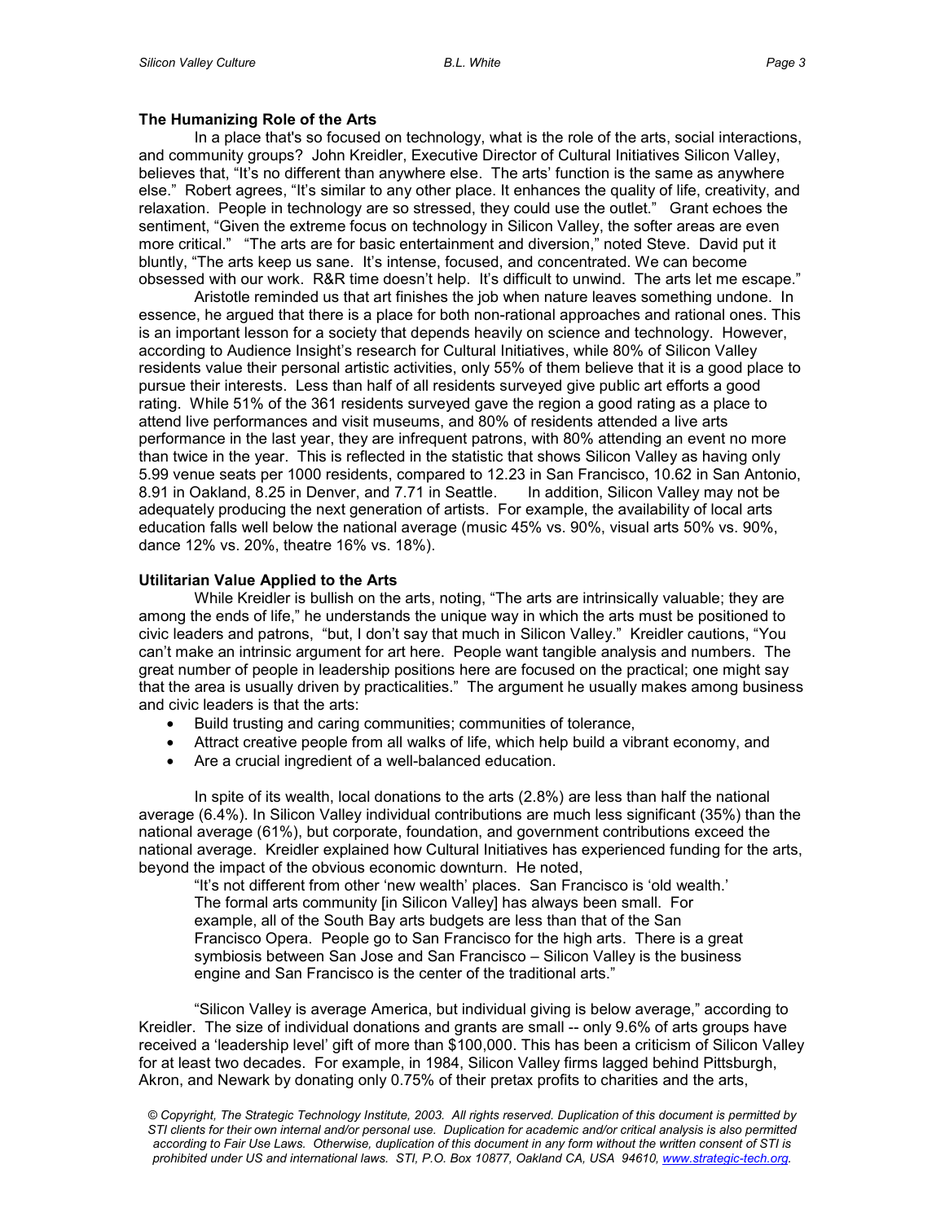**The Humanizing Role of the Arts**

In a place that's so focused on technology, what is the role of the arts, social interactions, and community groups? John Kreidler, Executive Director of Cultural Initiatives Silicon Valley, believes that, "It's no different than anywhere else. The arts' function is the same as anywhere else." Robert agrees, "It's similar to any other place. It enhances the quality of life, creativity, and relaxation. People in technology are so stressed, they could use the outlet." Grant echoes the sentiment, "Given the extreme focus on technology in Silicon Valley, the softer areas are even more critical." "The arts are for basic entertainment and diversion," noted Steve. David put it bluntly, "The arts keep us sane. It's intense, focused, and concentrated. We can become obsessed with our work. R&R time doesn't help. It's difficult to unwind. The arts let me escape."

Aristotle reminded us that art finishes the job when nature leaves something undone. In essence, he argued that there is a place for both non-rational approaches and rational ones. This is an important lesson for a society that depends heavily on science and technology. However, according to Audience Insight's research for Cultural Initiatives, while 80% of Silicon Valley residents value their personal artistic activities, only 55% of them believe that it is a good place to pursue their interests. Less than half of all residents surveyed give public art efforts a good rating. While 51% of the 361 residents surveyed gave the region a good rating as a place to attend live performances and visit museums, and 80% of residents attended a live arts performance in the last year, they are infrequent patrons, with 80% attending an event no more than twice in the year. This is reflected in the statistic that shows Silicon Valley as having only 5.99 venue seats per 1000 residents, compared to 12.23 in San Francisco, 10.62 in San Antonio, 8.91 in Oakland, 8.25 in Denver, and 7.71 in Seattle. In addition, Silicon Valley may not be adequately producing the next generation of artists. For example, the availability of local arts education falls well below the national average (music 45% vs. 90%, visual arts 50% vs. 90%, dance 12% vs. 20%, theatre 16% vs. 18%).

**Utilitarian Value Applied to the Arts**

While Kreidler is bullish on the arts, noting, "The arts are intrinsically valuable; they are among the ends of life," he understands the unique way in which the arts must be positioned to civic leaders and patrons, "but, I don't say that much in Silicon Valley." Kreidler cautions, "You can't make an intrinsic argument for art here. People want tangible analysis and numbers. The great number of people in leadership positions here are focused on the practical; one might say that the area is usually driven by practicalities." The argument he usually makes among business and civic leaders is that the arts:

- Build trusting and caring communities; communities of tolerance,
- Attract creative people from all walks of life, which help build a vibrant economy, and
- Are a crucial ingredient of a well-balanced education.

In spite of its wealth, local donations to the arts (2.8%) are less than half the national average (6.4%). In Silicon Valley individual contributions are much less significant (35%) than the national average (61%), but corporate, foundation, and government contributions exceed the national average. Kreidler explained how Cultural Initiatives has experienced funding for the arts, beyond the impact of the obvious economic downturn. He noted,

> "It's not different from other 'new wealth' places. San Francisco is 'old wealth.' The formal arts community [in Silicon Valley] has always been small. For example, all of the South Bay arts budgets are less than that of the San Francisco Opera. People go to San Francisco for the high arts. There is a great symbiosis between San Jose and San Francisco – Silicon Valley is the business engine and San Francisco is the center of the traditional arts."

"Silicon Valley is average America, but individual giving is below average," according to Kreidler. The size of individual donations and grants are small -- only 9.6% of arts groups have received a 'leadership level' gift of more than $100,000. This has been a criticism of Silicon Valley for at least two decades. For example, in 1984, Silicon Valley firms lagged behind Pittsburgh, Akron, and Newark by donating only 0.75% of their pretax profits to charities and the arts,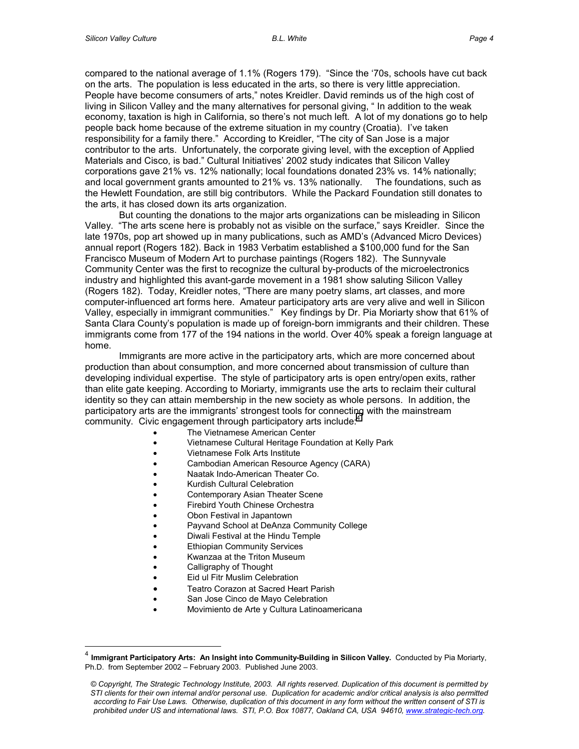compared to the national average of 1.1% (Rogers 179). "Since the '70s, schools have cut back on the arts. The population is less educated in the arts, so there is very little appreciation. People have become consumers of arts," notes Kreidler. David reminds us of the high cost of living in Silicon Valley and the many alternatives for personal giving, " In addition to the weak economy, taxation is high in California, so there's not much left. A lot of my donations go to help people back home because of the extreme situation in my country (Croatia). I've taken responsibility for a family there." According to Kreidler, "The city of San Jose is a major contributor to the arts. Unfortunately, the corporate giving level, with the exception of Applied Materials and Cisco, is bad." Cultural Initiatives' 2002 study indicates that Silicon Valley corporations gave 21% vs. 12% nationally; local foundations donated 23% vs. 14% nationally; and local government grants amounted to 21% vs. 13% nationally. The foundations, such as the Hewlett Foundation, are still big contributors. While the Packard Foundation still donates to the arts, it has closed down its arts organization.

But counting the donations to the major arts organizations can be misleading in Silicon Valley. "The arts scene here is probably not as visible on the surface," says Kreidler. Since the late 1970s, pop art showed up in many publications, such as AMD's (Advanced Micro Devices) annual report (Rogers 182). Back in 1983 Verbatim established a $100,000 fund for the San Francisco Museum of Modern Art to purchase paintings (Rogers 182). The Sunnyvale Community Center was the first to recognize the cultural by-products of the microelectronics industry and highlighted this avant-garde movement in a 1981 show saluting Silicon Valley (Rogers 182). Today, Kreidler notes, "There are many poetry slams, art classes, and more computer-influenced art forms here. Amateur participatory arts are very alive and well in Silicon Valley, especially in immigrant communities." Key findings by Dr. Pia Moriarty show that 61% of Santa Clara County's population is made up of foreign-born immigrants and their children. These immigrants come from 177 of the 194 nations in the world. Over 40% speak a foreign language at home.

Immigrants are more active in the participatory arts, which are more concerned about production than about consumption, and more concerned about transmission of culture than developing individual expertise. The style of participatory arts is open entry/open exits, rather than elite gate keeping. According to Moriarty, immigrants use the arts to reclaim their cultural identity so they can attain membership in the new society as whole persons. In addition, the participatory arts are the immigrants' strongest tools for connecting with the mainstream community. Civic engagement through participatory arts include:[4]

- The Vietnamese American Center
- Vietnamese Cultural Heritage Foundation at Kelly Park
- Vietnamese Folk Arts Institute
- Cambodian American Resource Agency (CARA)
- Naatak Indo-American Theater Co.
- Kurdish Cultural Celebration
- Contemporary Asian Theater Scene
- Firebird Youth Chinese Orchestra
- Obon Festival in Japantown
- Payvand School at DeAnza Community College
- Diwali Festival at the Hindu Temple
- Ethiopian Community Services
- Kwanzaa at the Triton Museum
- Calligraphy of Thought
- Eid ul Fitr Muslim Celebration
- Teatro Corazon at Sacred Heart Parish
- San Jose Cinco de Mayo Celebration
- Movimiento de Arte y Cultura Latinoamericana

---

[4] **Immigrant Participatory Arts: An Insight into Community-Building in Silicon Valley.** Conducted by Pia Moriarty, Ph.D. from September 2002 – February 2003. Published June 2003.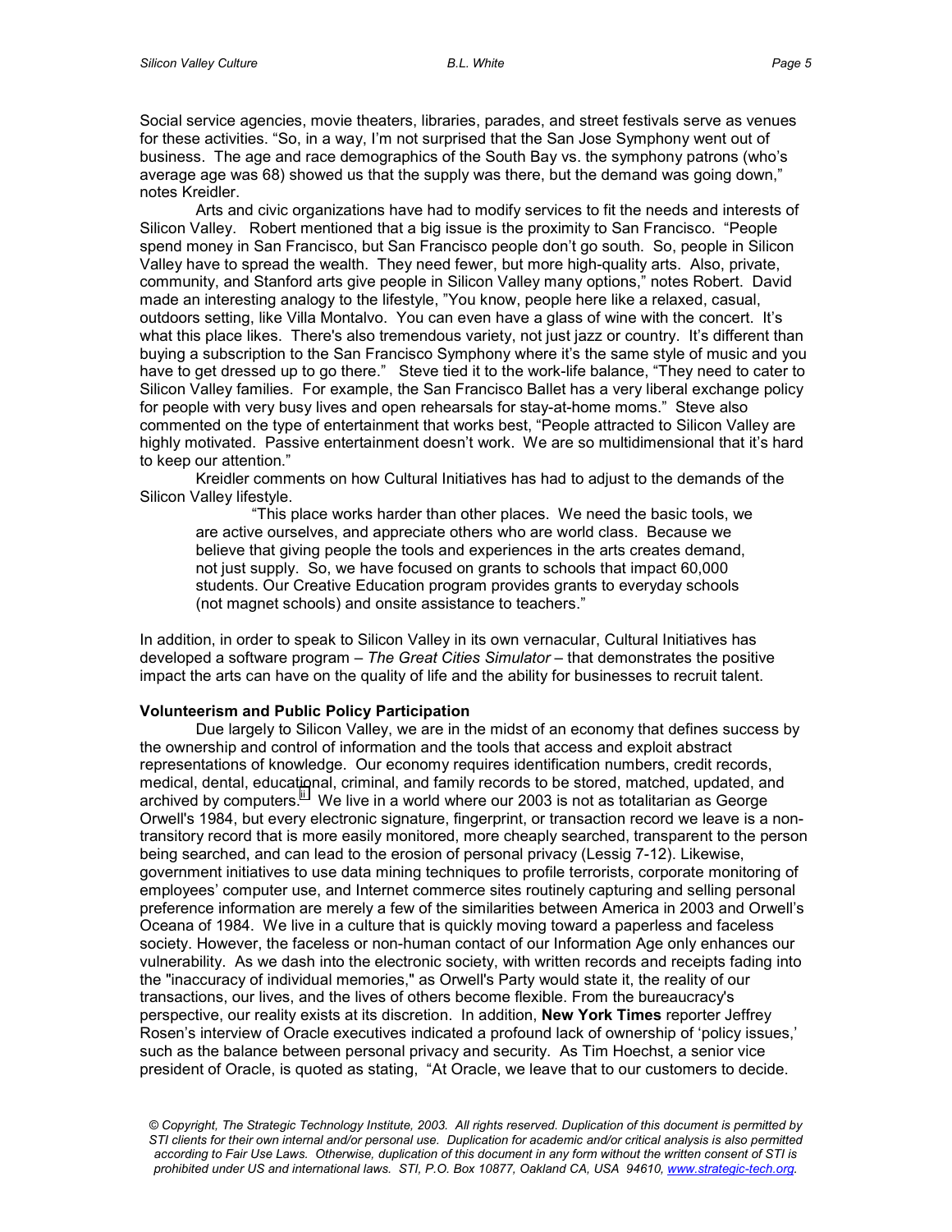Social service agencies, movie theaters, libraries, parades, and street festivals serve as venues for these activities. "So, in a way, I'm not surprised that the San Jose Symphony went out of business. The age and race demographics of the South Bay vs. the symphony patrons (who's average age was 68) showed us that the supply was there, but the demand was going down," notes Kreidler.

Arts and civic organizations have had to modify services to fit the needs and interests of Silicon Valley. Robert mentioned that a big issue is the proximity to San Francisco. "People spend money in San Francisco, but San Francisco people don't go south. So, people in Silicon Valley have to spread the wealth. They need fewer, but more high-quality arts. Also, private, community, and Stanford arts give people in Silicon Valley many options," notes Robert. David made an interesting analogy to the lifestyle, "You know, people here like a relaxed, casual, outdoors setting, like Villa Montalvo. You can even have a glass of wine with the concert. It's what this place likes. There's also tremendous variety, not just jazz or country. It's different than buying a subscription to the San Francisco Symphony where it's the same style of music and you have to get dressed up to go there." Steve tied it to the work-life balance, "They need to cater to Silicon Valley families. For example, the San Francisco Ballet has a very liberal exchange policy for people with very busy lives and open rehearsals for stay-at-home moms." Steve also commented on the type of entertainment that works best, "People attracted to Silicon Valley are highly motivated. Passive entertainment doesn't work. We are so multidimensional that it's hard to keep our attention."

Kreidler comments on how Cultural Initiatives has had to adjust to the demands of the Silicon Valley lifestyle.

> "This place works harder than other places. We need the basic tools, we are active ourselves, and appreciate others who are world class. Because we believe that giving people the tools and experiences in the arts creates demand, not just supply. So, we have focused on grants to schools that impact 60,000 students. Our Creative Education program provides grants to everyday schools (not magnet schools) and onsite assistance to teachers."

In addition, in order to speak to Silicon Valley in its own vernacular, Cultural Initiatives has developed a software program – *The Great Cities Simulator* – that demonstrates the positive impact the arts can have on the quality of life and the ability for businesses to recruit talent.

**Volunteerism and Public Policy Participation**

Due largely to Silicon Valley, we are in the midst of an economy that defines success by the ownership and control of information and the tools that access and exploit abstract representations of knowledge. Our economy requires identification numbers, credit records, medical, dental, educational, criminal, and family records to be stored, matched, updated, and archived by computers.[ii] We live in a world where our 2003 is not as totalitarian as George Orwell's 1984, but every electronic signature, fingerprint, or transaction record we leave is a non-transitory record that is more easily monitored, more cheaply searched, transparent to the person being searched, and can lead to the erosion of personal privacy (Lessig 7-12). Likewise, government initiatives to use data mining techniques to profile terrorists, corporate monitoring of employees' computer use, and Internet commerce sites routinely capturing and selling personal preference information are merely a few of the similarities between America in 2003 and Orwell's Oceana of 1984. We live in a culture that is quickly moving toward a paperless and faceless society. However, the faceless or non-human contact of our Information Age only enhances our vulnerability. As we dash into the electronic society, with written records and receipts fading into the "inaccuracy of individual memories," as Orwell's Party would state it, the reality of our transactions, our lives, and the lives of others become flexible. From the bureaucracy's perspective, our reality exists at its discretion. In addition, **New York Times** reporter Jeffrey Rosen's interview of Oracle executives indicated a profound lack of ownership of 'policy issues,' such as the balance between personal privacy and security. As Tim Hoechst, a senior vice president of Oracle, is quoted as stating, "At Oracle, we leave that to our customers to decide.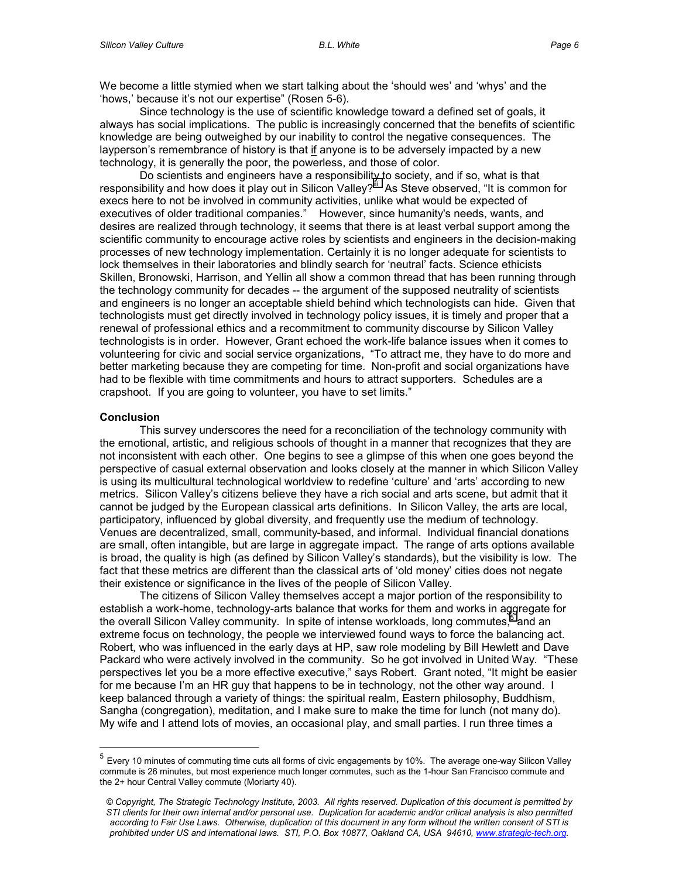We become a little stymied when we start talking about the 'should wes' and 'whys' and the 'hows,' because it's not our expertise" (Rosen 5-6).

Since technology is the use of scientific knowledge toward a defined set of goals, it always has social implications. The public is increasingly concerned that the benefits of scientific knowledge are being outweighed by our inability to control the negative consequences. The layperson's remembrance of history is that if anyone is to be adversely impacted by a new technology, it is generally the poor, the powerless, and those of color.

Do scientists and engineers have a responsibility to society, and if so, what is that responsibility and how does it play out in Silicon Valley?[iii] As Steve observed, "It is common for execs here to not be involved in community activities, unlike what would be expected of executives of older traditional companies." However, since humanity's needs, wants, and desires are realized through technology, it seems that there is at least verbal support among the scientific community to encourage active roles by scientists and engineers in the decision-making processes of new technology implementation. Certainly it is no longer adequate for scientists to lock themselves in their laboratories and blindly search for 'neutral' facts. Science ethicists Skillen, Bronowski, Harrison, and Yellin all show a common thread that has been running through the technology community for decades -- the argument of the supposed neutrality of scientists and engineers is no longer an acceptable shield behind which technologists can hide. Given that technologists must get directly involved in technology policy issues, it is timely and proper that a renewal of professional ethics and a recommitment to community discourse by Silicon Valley technologists is in order. However, Grant echoed the work-life balance issues when it comes to volunteering for civic and social service organizations, "To attract me, they have to do more and better marketing because they are competing for time. Non-profit and social organizations have had to be flexible with time commitments and hours to attract supporters. Schedules are a crapshoot. If you are going to volunteer, you have to set limits."

## Conclusion

This survey underscores the need for a reconciliation of the technology community with the emotional, artistic, and religious schools of thought in a manner that recognizes that they are not inconsistent with each other. One begins to see a glimpse of this when one goes beyond the perspective of casual external observation and looks closely at the manner in which Silicon Valley is using its multicultural technological worldview to redefine 'culture' and 'arts' according to new metrics. Silicon Valley's citizens believe they have a rich social and arts scene, but admit that it cannot be judged by the European classical arts definitions. In Silicon Valley, the arts are local, participatory, influenced by global diversity, and frequently use the medium of technology. Venues are decentralized, small, community-based, and informal. Individual financial donations are small, often intangible, but are large in aggregate impact. The range of arts options available is broad, the quality is high (as defined by Silicon Valley's standards), but the visibility is low. The fact that these metrics are different than the classical arts of 'old money' cities does not negate their existence or significance in the lives of the people of Silicon Valley.

The citizens of Silicon Valley themselves accept a major portion of the responsibility to establish a work-home, technology-arts balance that works for them and works in aggregate for the overall Silicon Valley community. In spite of intense workloads, long commutes,[5] and an extreme focus on technology, the people we interviewed found ways to force the balancing act. Robert, who was influenced in the early days at HP, saw role modeling by Bill Hewlett and Dave Packard who were actively involved in the community. So he got involved in United Way. "These perspectives let you be a more effective executive," says Robert. Grant noted, "It might be easier for me because I'm an HR guy that happens to be in technology, not the other way around. I keep balanced through a variety of things: the spiritual realm, Eastern philosophy, Buddhism, Sangha (congregation), meditation, and I make sure to make the time for lunch (not many do). My wife and I attend lots of movies, an occasional play, and small parties. I run three times a

---

[5] Every 10 minutes of commuting time cuts all forms of civic engagements by 10%. The average one-way Silicon Valley commute is 26 minutes, but most experience much longer commutes, such as the 1-hour San Francisco commute and the 2+ hour Central Valley commute (Moriarty 40).

*© Copyright, The Strategic Technology Institute, 2003. All rights reserved. Duplication of this document is permitted by STI clients for their own internal and/or personal use. Duplication for academic and/or critical analysis is also permitted according to Fair Use Laws. Otherwise, duplication of this document in any form without the written consent of STI is prohibited under US and international laws. STI, P.O. Box 10877, Oakland CA, USA 94610, www.strategic-tech.org.*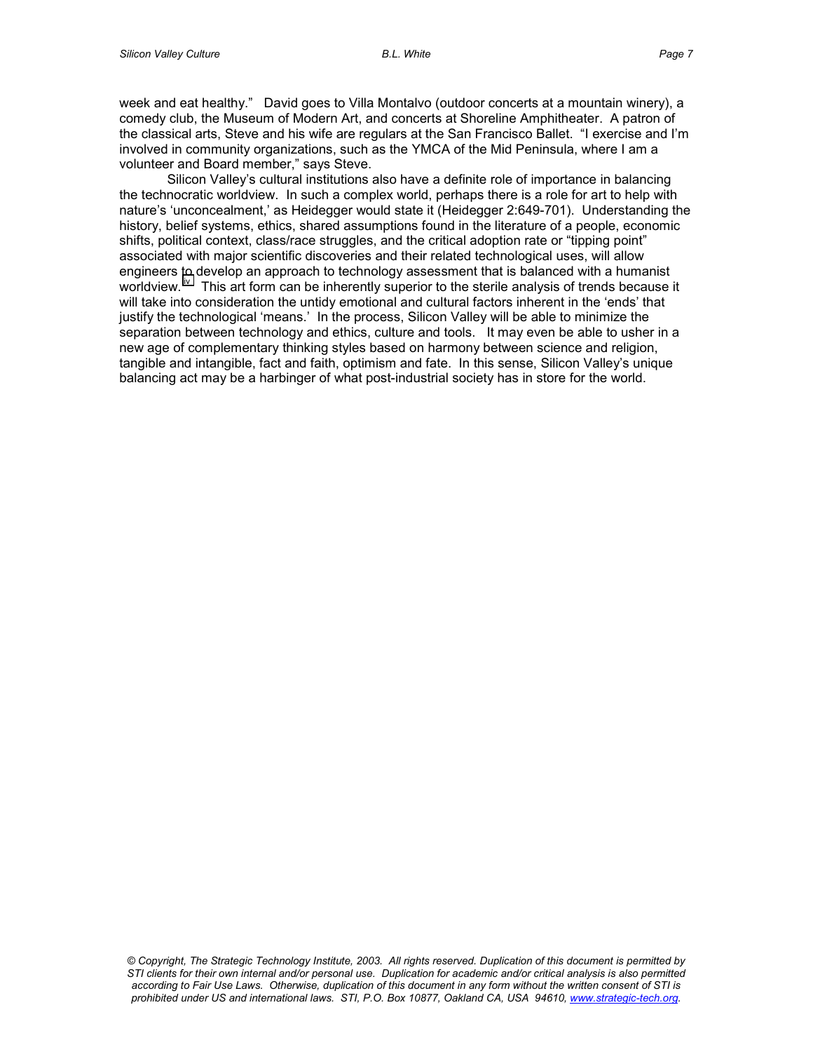week and eat healthy." David goes to Villa Montalvo (outdoor concerts at a mountain winery), a comedy club, the Museum of Modern Art, and concerts at Shoreline Amphitheater. A patron of the classical arts, Steve and his wife are regulars at the San Francisco Ballet. "I exercise and I'm involved in community organizations, such as the YMCA of the Mid Peninsula, where I am a volunteer and Board member," says Steve.

Silicon Valley's cultural institutions also have a definite role of importance in balancing the technocratic worldview. In such a complex world, perhaps there is a role for art to help with nature's 'unconcealment,' as Heidegger would state it (Heidegger 2:649-701). Understanding the history, belief systems, ethics, shared assumptions found in the literature of a people, economic shifts, political context, class/race struggles, and the critical adoption rate or "tipping point" associated with major scientific discoveries and their related technological uses, will allow engineers to develop an approach to technology assessment that is balanced with a humanist worldview.[iv] This art form can be inherently superior to the sterile analysis of trends because it will take into consideration the untidy emotional and cultural factors inherent in the 'ends' that justify the technological 'means.' In the process, Silicon Valley will be able to minimize the separation between technology and ethics, culture and tools. It may even be able to usher in a new age of complementary thinking styles based on harmony between science and religion, tangible and intangible, fact and faith, optimism and fate. In this sense, Silicon Valley's unique balancing act may be a harbinger of what post-industrial society has in store for the world.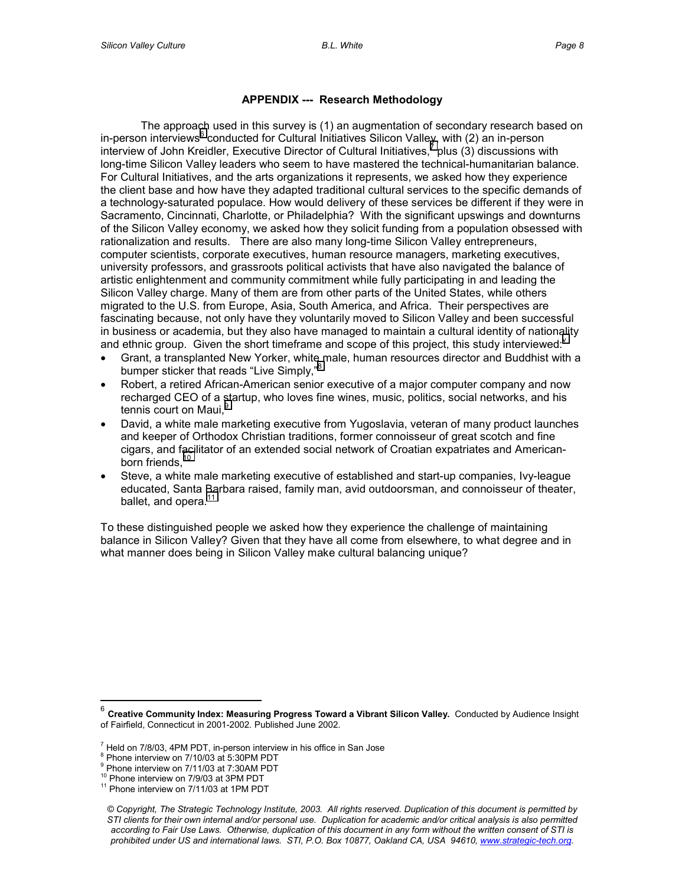**APPENDIX --- Research Methodology**

The approach used in this survey is (1) an augmentation of secondary research based on in-person interviews[6] conducted for Cultural Initiatives Silicon Valley, with (2) an in-person interview of John Kreidler, Executive Director of Cultural Initiatives,[7] plus (3) discussions with long-time Silicon Valley leaders who seem to have mastered the technical-humanitarian balance. For Cultural Initiatives, and the arts organizations it represents, we asked how they experience the client base and how have they adapted traditional cultural services to the specific demands of a technology-saturated populace. How would delivery of these services be different if they were in Sacramento, Cincinnati, Charlotte, or Philadelphia? With the significant upswings and downturns of the Silicon Valley economy, we asked how they solicit funding from a population obsessed with rationalization and results. There are also many long-time Silicon Valley entrepreneurs, computer scientists, corporate executives, human resource managers, marketing executives, university professors, and grassroots political activists that have also navigated the balance of artistic enlightenment and community commitment while fully participating in and leading the Silicon Valley charge. Many of them are from other parts of the United States, while others migrated to the U.S. from Europe, Asia, South America, and Africa. Their perspectives are fascinating because, not only have they voluntarily moved to Silicon Valley and been successful in business or academia, but they also have managed to maintain a cultural identity of nationality and ethnic group. Given the short timeframe and scope of this project, this study interviewed:[7]

- Grant, a transplanted New Yorker, white male, human resources director and Buddhist with a bumper sticker that reads "Live Simply,"[8]
- Robert, a retired African-American senior executive of a major computer company and now recharged CEO of a startup, who loves fine wines, music, politics, social networks, and his tennis court on Maui,[9]
- David, a white male marketing executive from Yugoslavia, veteran of many product launches and keeper of Orthodox Christian traditions, former connoisseur of great scotch and fine cigars, and facilitator of an extended social network of Croatian expatriates and American-born friends,[10]
- Steve, a white male marketing executive of established and start-up companies, Ivy-league educated, Santa Barbara raised, family man, avid outdoorsman, and connoisseur of theater, ballet, and opera.[11]

To these distinguished people we asked how they experience the challenge of maintaining balance in Silicon Valley? Given that they have all come from elsewhere, to what degree and in what manner does being in Silicon Valley make cultural balancing unique?

---

[6] **Creative Community Index: Measuring Progress Toward a Vibrant Silicon Valley.** Conducted by Audience Insight of Fairfield, Connecticut in 2001-2002. Published June 2002.

[7] Held on 7/8/03, 4PM PDT, in-person interview in his office in San Jose

[8] Phone interview on 7/10/03 at 5:30PM PDT

[9] Phone interview on 7/11/03 at 7:30AM PDT

[10] Phone interview on 7/9/03 at 3PM PDT

[11] Phone interview on 7/11/03 at 1PM PDT

*© Copyright, The Strategic Technology Institute, 2003. All rights reserved. Duplication of this document is permitted by STI clients for their own internal and/or personal use. Duplication for academic and/or critical analysis is also permitted according to Fair Use Laws. Otherwise, duplication of this document in any form without the written consent of STI is prohibited under US and international laws. STI, P.O. Box 10877, Oakland CA, USA 94610, www.strategic-tech.org.*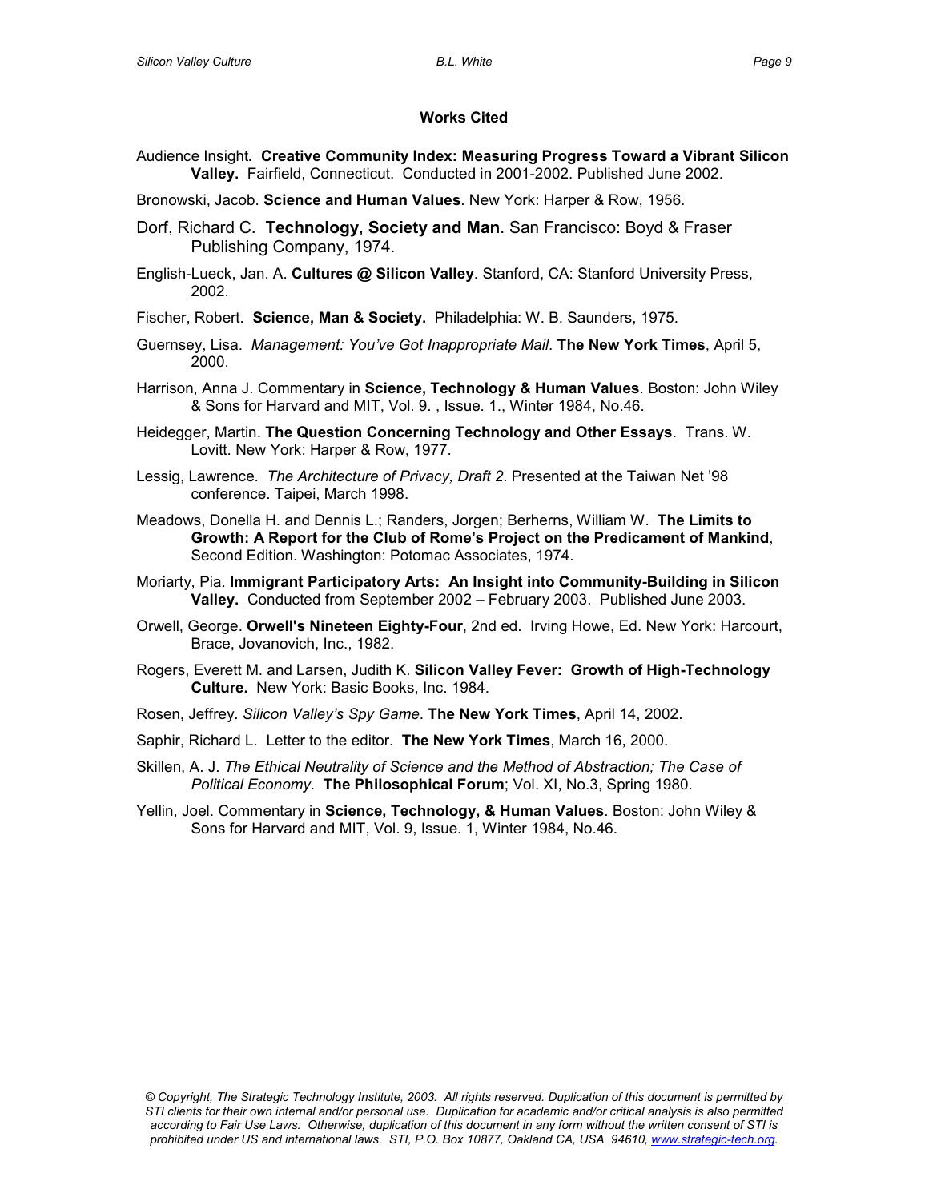## Works Cited

Audience Insight**. Creative Community Index: Measuring Progress Toward a Vibrant Silicon Valley.** Fairfield, Connecticut. Conducted in 2001-2002. Published June 2002.

Bronowski, Jacob. **Science and Human Values**. New York: Harper & Row, 1956.

Dorf, Richard C. **Technology, Society and Man**. San Francisco: Boyd & Fraser Publishing Company, 1974.

English-Lueck, Jan. A. **Cultures @ Silicon Valley**. Stanford, CA: Stanford University Press, 2002.

Fischer, Robert. **Science, Man & Society.** Philadelphia: W. B. Saunders, 1975.

Guernsey, Lisa. *Management: You've Got Inappropriate Mail*. **The New York Times**, April 5, 2000.

Harrison, Anna J. Commentary in **Science, Technology & Human Values**. Boston: John Wiley & Sons for Harvard and MIT, Vol. 9. , Issue. 1., Winter 1984, No.46.

Heidegger, Martin. **The Question Concerning Technology and Other Essays**. Trans. W. Lovitt. New York: Harper & Row, 1977.

Lessig, Lawrence. *The Architecture of Privacy, Draft 2*. Presented at the Taiwan Net '98 conference. Taipei, March 1998.

Meadows, Donella H. and Dennis L.; Randers, Jorgen; Berherns, William W. **The Limits to Growth: A Report for the Club of Rome's Project on the Predicament of Mankind**, Second Edition. Washington: Potomac Associates, 1974.

Moriarty, Pia. **Immigrant Participatory Arts: An Insight into Community-Building in Silicon Valley.** Conducted from September 2002 – February 2003. Published June 2003.

Orwell, George. **Orwell's Nineteen Eighty-Four**, 2nd ed. Irving Howe, Ed. New York: Harcourt, Brace, Jovanovich, Inc., 1982.

Rogers, Everett M. and Larsen, Judith K. **Silicon Valley Fever: Growth of High-Technology Culture.** New York: Basic Books, Inc. 1984.

Rosen, Jeffrey. *Silicon Valley's Spy Game*. **The New York Times**, April 14, 2002.

Saphir, Richard L. Letter to the editor. **The New York Times**, March 16, 2000.

Skillen, A. J. *The Ethical Neutrality of Science and the Method of Abstraction; The Case of Political Economy*. **The Philosophical Forum**; Vol. XI, No.3, Spring 1980.

Yellin, Joel. Commentary in **Science, Technology, & Human Values**. Boston: John Wiley & Sons for Harvard and MIT, Vol. 9, Issue. 1, Winter 1984, No.46.

*© Copyright, The Strategic Technology Institute, 2003. All rights reserved. Duplication of this document is permitted by STI clients for their own internal and/or personal use. Duplication for academic and/or critical analysis is also permitted according to Fair Use Laws. Otherwise, duplication of this document in any form without the written consent of STI is prohibited under US and international laws. STI, P.O. Box 10877, Oakland CA, USA 94610, www.strategic-tech.org.*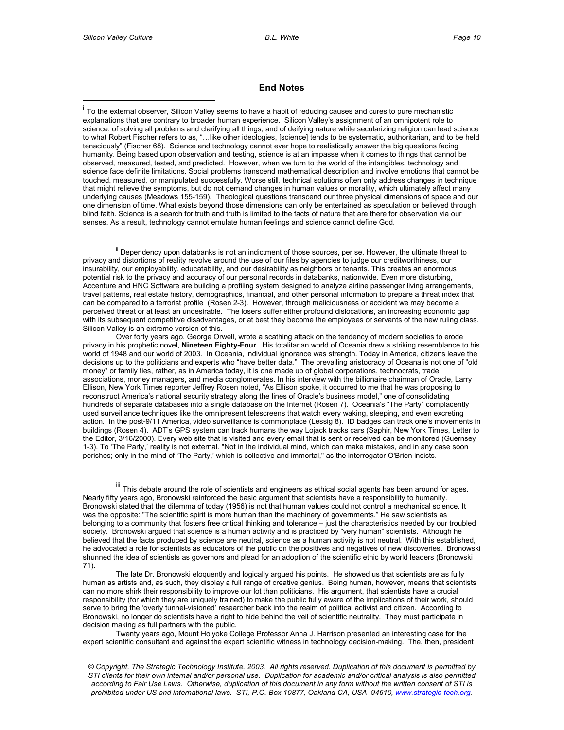## End Notes

[i] To the external observer, Silicon Valley seems to have a habit of reducing causes and cures to pure mechanistic explanations that are contrary to broader human experience. Silicon Valley's assignment of an omnipotent role to science, of solving all problems and clarifying all things, and of deifying nature while secularizing religion can lead science to what Robert Fischer refers to as, "…like other ideologies, [science] tends to be systematic, authoritarian, and to be held tenaciously" (Fischer 68). Science and technology cannot ever hope to realistically answer the big questions facing humanity. Being based upon observation and testing, science is at an impasse when it comes to things that cannot be observed, measured, tested, and predicted. However, when we turn to the world of the intangibles, technology and science face definite limitations. Social problems transcend mathematical description and involve emotions that cannot be touched, measured, or manipulated successfully. Worse still, technical solutions often only address changes in technique that might relieve the symptoms, but do not demand changes in human values or morality, which ultimately affect many underlying causes (Meadows 155-159). Theological questions transcend our three physical dimensions of space and our one dimension of time. What exists beyond those dimensions can only be entertained as speculation or believed through blind faith. Science is a search for truth and truth is limited to the facts of nature that are there for observation via our senses. As a result, technology cannot emulate human feelings and science cannot define God.

[ii] Dependency upon databanks is not an indictment of those sources, per se. However, the ultimate threat to privacy and distortions of reality revolve around the use of our files by agencies to judge our creditworthiness, our insurability, our employability, educatability, and our desirability as neighbors or tenants. This creates an enormous potential risk to the privacy and accuracy of our personal records in databanks, nationwide. Even more disturbing, Accenture and HNC Software are building a profiling system designed to analyze airline passenger living arrangements, travel patterns, real estate history, demographics, financial, and other personal information to prepare a threat index that can be compared to a terrorist profile (Rosen 2-3). However, through maliciousness or accident we may become a perceived threat or at least an undesirable. The losers suffer either profound dislocations, an increasing economic gap with its subsequent competitive disadvantages, or at best they become the employees or servants of the new ruling class. Silicon Valley is an extreme version of this.

Over forty years ago, George Orwell, wrote a scathing attack on the tendency of modern societies to erode privacy in his prophetic novel, **Nineteen Eighty-Four**. His totalitarian world of Oceania drew a striking resemblance to his world of 1948 and our world of 2003. In Oceania, individual ignorance was strength. Today in America, citizens leave the decisions up to the politicians and experts who "have better data." The prevailing aristocracy of Oceana is not one of "old money" or family ties, rather, as in America today, it is one made up of global corporations, technocrats, trade associations, money managers, and media conglomerates. In his interview with the billionaire chairman of Oracle, Larry Ellison, New York Times reporter Jeffrey Rosen noted, "As Ellison spoke, it occurred to me that he was proposing to reconstruct America's national security strategy along the lines of Oracle's business model," one of consolidating hundreds of separate databases into a single database on the Internet (Rosen 7). Oceania's "The Party" complacently used surveillance techniques like the omnipresent telescreens that watch every waking, sleeping, and even excreting action. In the post-9/11 America, video surveillance is commonplace (Lessig 8). ID badges can track one's movements in buildings (Rosen 4). ADT's GPS system can track humans the way Lojack tracks cars (Saphir, New York Times, Letter to the Editor, 3/16/2000). Every web site that is visited and every email that is sent or received can be monitored (Guernsey 1-3). To 'The Party,' reality is not external. "Not in the individual mind, which can make mistakes, and in any case soon perishes; only in the mind of 'The Party,' which is collective and immortal," as the interrogator O'Brien insists.

[iii] This debate around the role of scientists and engineers as ethical social agents has been around for ages. Nearly fifty years ago, Bronowski reinforced the basic argument that scientists have a responsibility to humanity. Bronowski stated that the dilemma of today (1956) is not that human values could not control a mechanical science. It was the opposite: "The scientific spirit is more human than the machinery of governments." He saw scientists as belonging to a community that fosters free critical thinking and tolerance – just the characteristics needed by our troubled society. Bronowski argued that science is a human activity and is practiced by "very human" scientists. Although he believed that the facts produced by science are neutral, science as a human activity is not neutral. With this established, he advocated a role for scientists as educators of the public on the positives and negatives of new discoveries. Bronowski shunned the idea of scientists as governors and plead for an adoption of the scientific ethic by world leaders (Bronowski 71).

The late Dr. Bronowski eloquently and logically argued his points. He showed us that scientists are as fully human as artists and, as such, they display a full range of creative genius. Being human, however, means that scientists can no more shirk their responsibility to improve our lot than politicians. His argument, that scientists have a crucial responsibility (for which they are uniquely trained) to make the public fully aware of the implications of their work, should serve to bring the 'overly tunnel-visioned' researcher back into the realm of political activist and citizen. According to Bronowski, no longer do scientists have a right to hide behind the veil of scientific neutrality. They must participate in decision making as full partners with the public.

Twenty years ago, Mount Holyoke College Professor Anna J. Harrison presented an interesting case for the expert scientific consultant and against the expert scientific witness in technology decision-making. The, then, president

*© Copyright, The Strategic Technology Institute, 2003. All rights reserved. Duplication of this document is permitted by STI clients for their own internal and/or personal use. Duplication for academic and/or critical analysis is also permitted according to Fair Use Laws. Otherwise, duplication of this document in any form without the written consent of STI is prohibited under US and international laws. STI, P.O. Box 10877, Oakland CA, USA 94610, www.strategic-tech.org.*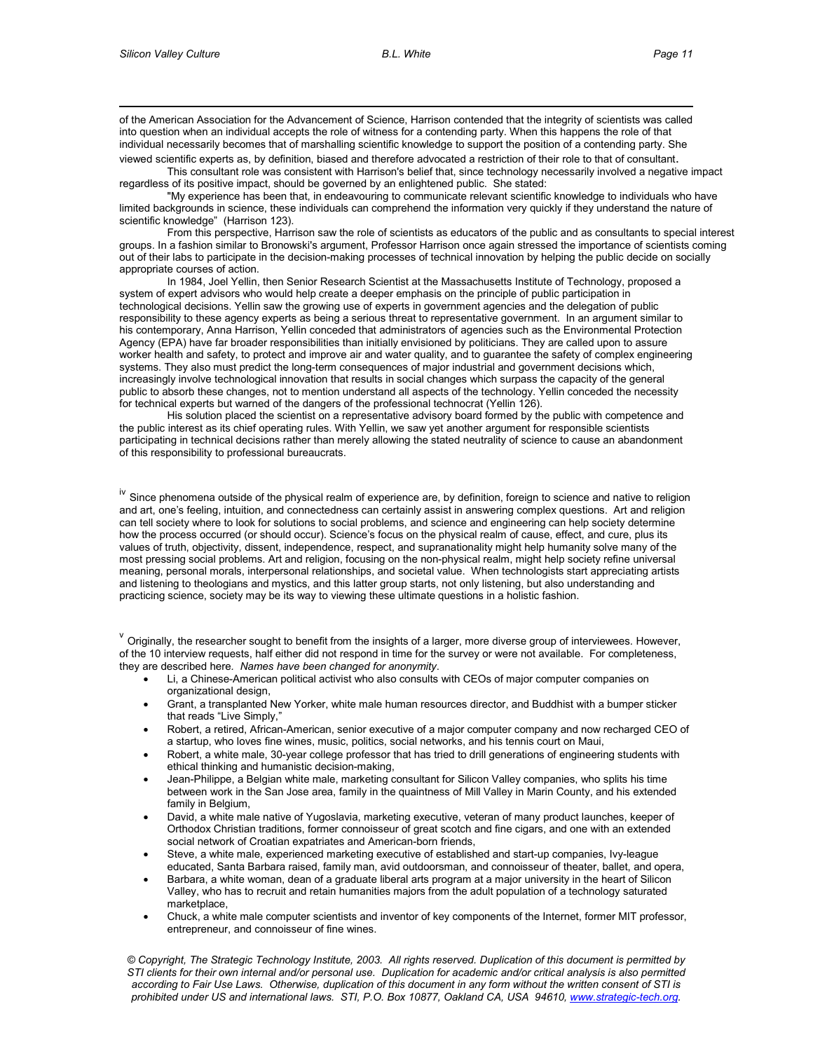of the American Association for the Advancement of Science, Harrison contended that the integrity of scientists was called into question when an individual accepts the role of witness for a contending party. When this happens the role of that individual necessarily becomes that of marshalling scientific knowledge to support the position of a contending party. She viewed scientific experts as, by definition, biased and therefore advocated a restriction of their role to that of consultant.

This consultant role was consistent with Harrison's belief that, since technology necessarily involved a negative impact regardless of its positive impact, should be governed by an enlightened public. She stated:

"My experience has been that, in endeavouring to communicate relevant scientific knowledge to individuals who have limited backgrounds in science, these individuals can comprehend the information very quickly if they understand the nature of scientific knowledge" (Harrison 123).

From this perspective, Harrison saw the role of scientists as educators of the public and as consultants to special interest groups. In a fashion similar to Bronowski's argument, Professor Harrison once again stressed the importance of scientists coming out of their labs to participate in the decision-making processes of technical innovation by helping the public decide on socially appropriate courses of action.

In 1984, Joel Yellin, then Senior Research Scientist at the Massachusetts Institute of Technology, proposed a system of expert advisors who would help create a deeper emphasis on the principle of public participation in technological decisions. Yellin saw the growing use of experts in government agencies and the delegation of public responsibility to these agency experts as being a serious threat to representative government. In an argument similar to his contemporary, Anna Harrison, Yellin conceded that administrators of agencies such as the Environmental Protection Agency (EPA) have far broader responsibilities than initially envisioned by politicians. They are called upon to assure worker health and safety, to protect and improve air and water quality, and to guarantee the safety of complex engineering systems. They also must predict the long-term consequences of major industrial and government decisions which, increasingly involve technological innovation that results in social changes which surpass the capacity of the general public to absorb these changes, not to mention understand all aspects of the technology. Yellin conceded the necessity for technical experts but warned of the dangers of the professional technocrat (Yellin 126).

His solution placed the scientist on a representative advisory board formed by the public with competence and the public interest as its chief operating rules. With Yellin, we saw yet another argument for responsible scientists participating in technical decisions rather than merely allowing the stated neutrality of science to cause an abandonment of this responsibility to professional bureaucrats.

[iv] Since phenomena outside of the physical realm of experience are, by definition, foreign to science and native to religion and art, one's feeling, intuition, and connectedness can certainly assist in answering complex questions. Art and religion can tell society where to look for solutions to social problems, and science and engineering can help society determine how the process occurred (or should occur). Science's focus on the physical realm of cause, effect, and cure, plus its values of truth, objectivity, dissent, independence, respect, and supranationality might help humanity solve many of the most pressing social problems. Art and religion, focusing on the non-physical realm, might help society refine universal meaning, personal morals, interpersonal relationships, and societal value. When technologists start appreciating artists and listening to theologians and mystics, and this latter group starts, not only listening, but also understanding and practicing science, society may be its way to viewing these ultimate questions in a holistic fashion.

[v] Originally, the researcher sought to benefit from the insights of a larger, more diverse group of interviewees. However, of the 10 interview requests, half either did not respond in time for the survey or were not available. For completeness, they are described here. *Names have been changed for anonymity*.

- Li, a Chinese-American political activist who also consults with CEOs of major computer companies on organizational design,
- Grant, a transplanted New Yorker, white male human resources director, and Buddhist with a bumper sticker that reads "Live Simply,"
- Robert, a retired, African-American, senior executive of a major computer company and now recharged CEO of a startup, who loves fine wines, music, politics, social networks, and his tennis court on Maui,
- Robert, a white male, 30-year college professor that has tried to drill generations of engineering students with ethical thinking and humanistic decision-making,
- Jean-Philippe, a Belgian white male, marketing consultant for Silicon Valley companies, who splits his time between work in the San Jose area, family in the quaintness of Mill Valley in Marin County, and his extended family in Belgium,
- David, a white male native of Yugoslavia, marketing executive, veteran of many product launches, keeper of Orthodox Christian traditions, former connoisseur of great scotch and fine cigars, and one with an extended social network of Croatian expatriates and American-born friends,
- Steve, a white male, experienced marketing executive of established and start-up companies, Ivy-league educated, Santa Barbara raised, family man, avid outdoorsman, and connoisseur of theater, ballet, and opera,
- Barbara, a white woman, dean of a graduate liberal arts program at a major university in the heart of Silicon Valley, who has to recruit and retain humanities majors from the adult population of a technology saturated marketplace,
- Chuck, a white male computer scientists and inventor of key components of the Internet, former MIT professor, entrepreneur, and connoisseur of fine wines.

*© Copyright, The Strategic Technology Institute, 2003. All rights reserved. Duplication of this document is permitted by STI clients for their own internal and/or personal use. Duplication for academic and/or critical analysis is also permitted according to Fair Use Laws. Otherwise, duplication of this document in any form without the written consent of STI is prohibited under US and international laws. STI, P.O. Box 10877, Oakland CA, USA 94610, www.strategic-tech.org.*